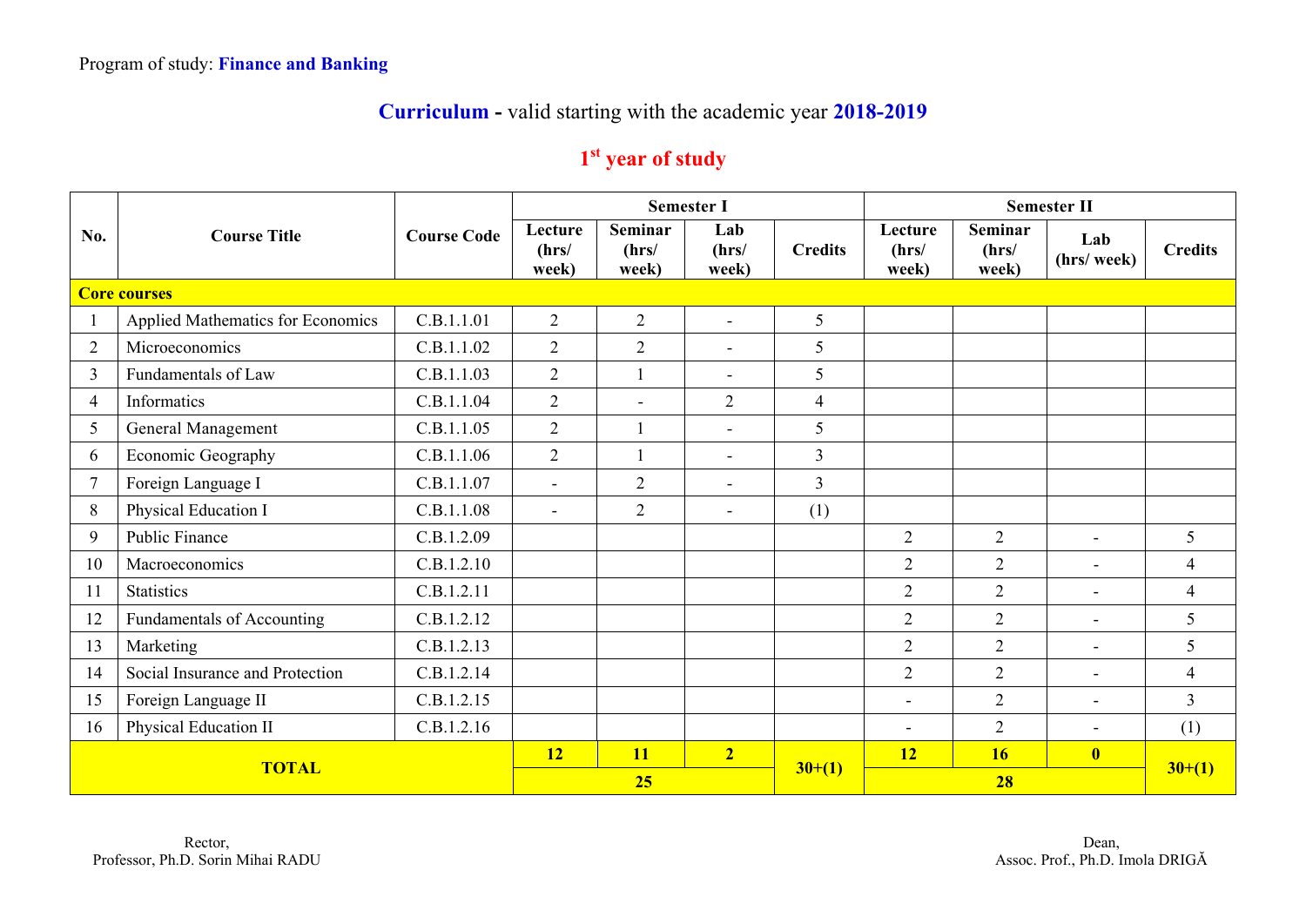Program of study: **Finance and Banking**

# **Curriculum** - valid starting with the academic year **2018-2019**

## 1st year of study

| No. | Course Title | Course Code | Semester I | | | | Semester II | | | |
|---|---|---|---|---|---|---|---|---|---|---|
| | | | Lecture (hrs/ week) | Seminar (hrs/ week) | Lab (hrs/ week) | Credits | Lecture (hrs/ week) | Seminar (hrs/ week) | Lab (hrs/ week) | Credits |
| **Core courses** | | | | | | | | | | |
| 1 | Applied Mathematics for Economics | C.B.1.1.01 | 2 | 2 | - | 5 | | | | |
| 2 | Microeconomics | C.B.1.1.02 | 2 | 2 | - | 5 | | | | |
| 3 | Fundamentals of Law | C.B.1.1.03 | 2 | 1 | - | 5 | | | | |
| 4 | Informatics | C.B.1.1.04 | 2 | - | 2 | 4 | | | | |
| 5 | General Management | C.B.1.1.05 | 2 | 1 | - | 5 | | | | |
| 6 | Economic Geography | C.B.1.1.06 | 2 | 1 | - | 3 | | | | |
| 7 | Foreign Language I | C.B.1.1.07 | - | 2 | - | 3 | | | | |
| 8 | Physical Education I | C.B.1.1.08 | - | 2 | - | (1) | | | | |
| 9 | Public Finance | C.B.1.2.09 | | | | | 2 | 2 | - | 5 |
| 10 | Macroeconomics | C.B.1.2.10 | | | | | 2 | 2 | - | 4 |
| 11 | Statistics | C.B.1.2.11 | | | | | 2 | 2 | - | 4 |
| 12 | Fundamentals of Accounting | C.B.1.2.12 | | | | | 2 | 2 | - | 5 |
| 13 | Marketing | C.B.1.2.13 | | | | | 2 | 2 | - | 5 |
| 14 | Social Insurance and Protection | C.B.1.2.14 | | | | | 2 | 2 | - | 4 |
| 15 | Foreign Language II | C.B.1.2.15 | | | | | - | 2 | - | 3 |
| 16 | Physical Education II | C.B.1.2.16 | | | | | - | 2 | - | (1) |
| **TOTAL** | | | **12** | **11** | **2** | **30+(1)** | **12** | **16** | **0** | **30+(1)** |
| | | | **25** | | | | **28** | | | |

Rector,
Professor, Ph.D. Sorin Mihai RADU

Dean,
Assoc. Prof., Ph.D. Imola DRIGĂ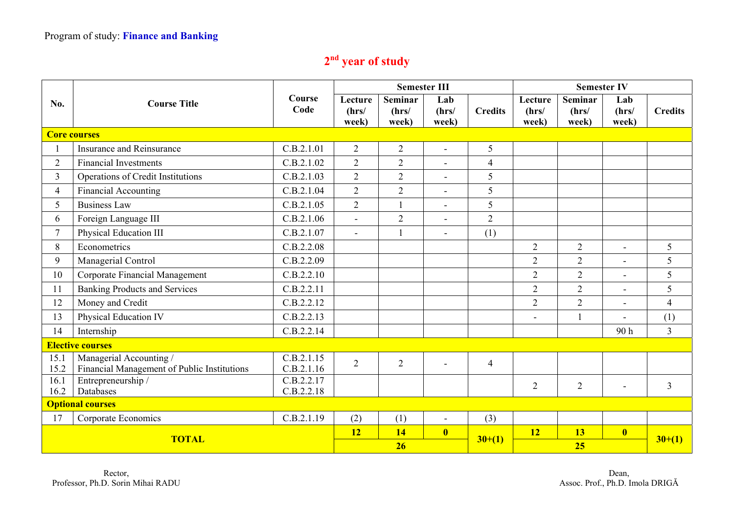Program of study: **Finance and Banking**

## 2nd year of study

| No. | Course Title | Course Code | Semester III | | | | Semester IV | | | |
|---|---|---|---|---|---|---|---|---|---|---|
| | | | Lecture (hrs/ week) | Seminar (hrs/ week) | Lab (hrs/ week) | Credits | Lecture (hrs/ week) | Seminar (hrs/ week) | Lab (hrs/ week) | Credits |
| **Core courses** | | | | | | | | | | |
| 1 | Insurance and Reinsurance | C.B.2.1.01 | 2 | 2 | - | 5 | | | | |
| 2 | Financial Investments | C.B.2.1.02 | 2 | 2 | - | 4 | | | | |
| 3 | Operations of Credit Institutions | C.B.2.1.03 | 2 | 2 | - | 5 | | | | |
| 4 | Financial Accounting | C.B.2.1.04 | 2 | 2 | - | 5 | | | | |
| 5 | Business Law | C.B.2.1.05 | 2 | 1 | - | 5 | | | | |
| 6 | Foreign Language III | C.B.2.1.06 | - | 2 | - | 2 | | | | |
| 7 | Physical Education III | C.B.2.1.07 | - | 1 | - | (1) | | | | |
| 8 | Econometrics | C.B.2.2.08 | | | | | 2 | 2 | - | 5 |
| 9 | Managerial Control | C.B.2.2.09 | | | | | 2 | 2 | - | 5 |
| 10 | Corporate Financial Management | C.B.2.2.10 | | | | | 2 | 2 | - | 5 |
| 11 | Banking Products and Services | C.B.2.2.11 | | | | | 2 | 2 | - | 5 |
| 12 | Money and Credit | C.B.2.2.12 | | | | | 2 | 2 | - | 4 |
| 13 | Physical Education IV | C.B.2.2.13 | | | | | - | 1 | - | (1) |
| 14 | Internship | C.B.2.2.14 | | | | | | | 90 h | 3 |
| **Elective courses** | | | | | | | | | | |
| 15.1<br>15.2 | Managerial Accounting /<br>Financial Management of Public Institutions | C.B.2.1.15<br>C.B.2.1.16 | 2 | 2 | - | 4 | | | | |
| 16.1<br>16.2 | Entrepreneurship /<br>Databases | C.B.2.2.17<br>C.B.2.2.18 | | | | | 2 | 2 | - | 3 |
| **Optional courses** | | | | | | | | | | |
| 17 | Corporate Economics | C.B.2.1.19 | (2) | (1) | - | (3) | | | | |
| **TOTAL** | | | **12** | **14** | **0** | **30+(1)** | **12** | **13** | **0** | **30+(1)** |
| | | | **26** | | | | **25** | | | |

Rector,
Professor, Ph.D. Sorin Mihai RADU

Dean,
Assoc. Prof., Ph.D. Imola DRIGĂ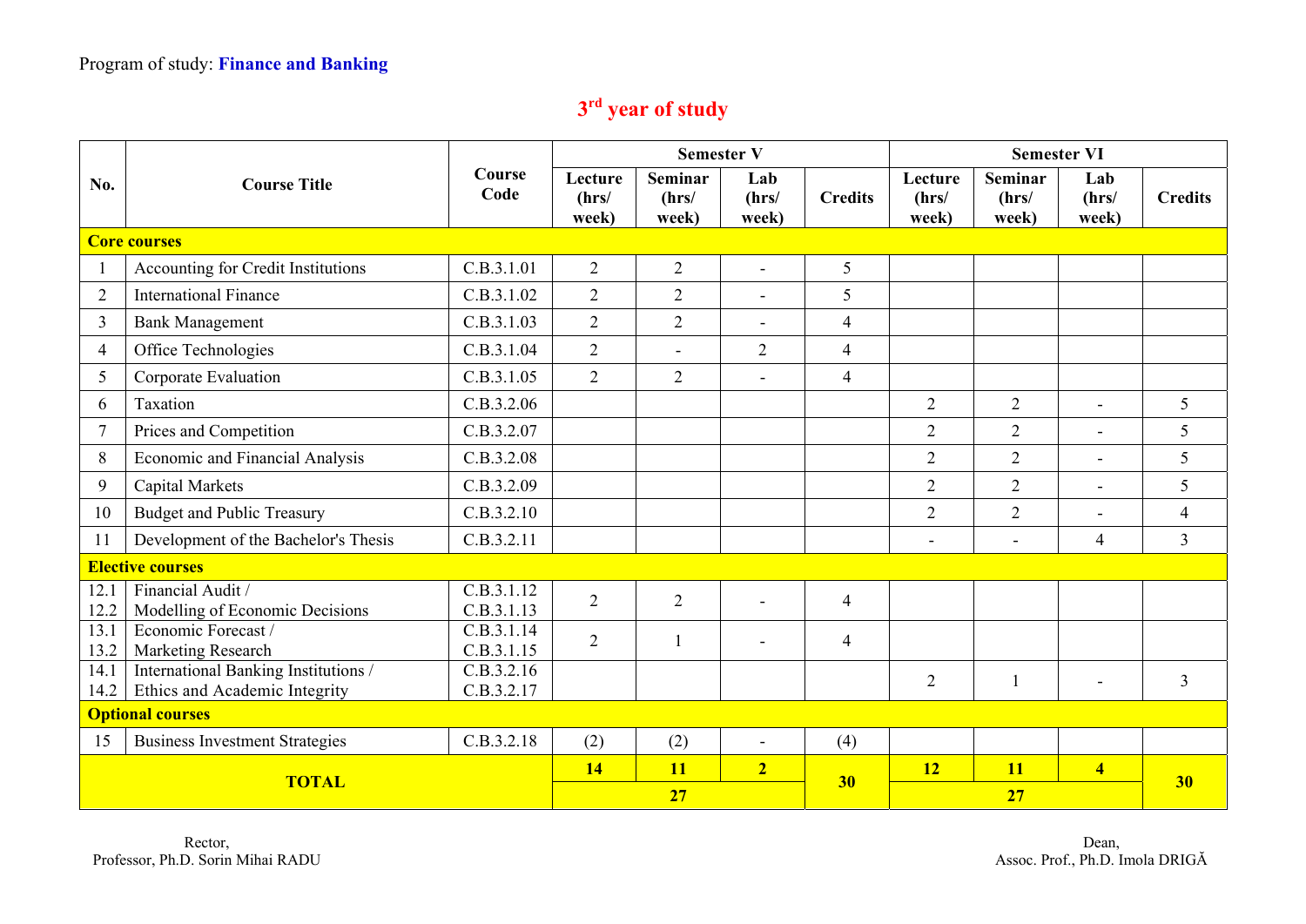Program of study: **Finance and Banking**

## 3rd year of study

| No. | Course Title | Course Code | Semester V | | | | Semester VI | | | |
|---|---|---|---|---|---|---|---|---|---|---|
| | | | Lecture (hrs/ week) | Seminar (hrs/ week) | Lab (hrs/ week) | Credits | Lecture (hrs/ week) | Seminar (hrs/ week) | Lab (hrs/ week) | Credits |
| **Core courses** | | | | | | | | | | |
| 1 | Accounting for Credit Institutions | C.B.3.1.01 | 2 | 2 | - | 5 | | | | |
| 2 | International Finance | C.B.3.1.02 | 2 | 2 | - | 5 | | | | |
| 3 | Bank Management | C.B.3.1.03 | 2 | 2 | - | 4 | | | | |
| 4 | Office Technologies | C.B.3.1.04 | 2 | - | 2 | 4 | | | | |
| 5 | Corporate Evaluation | C.B.3.1.05 | 2 | 2 | - | 4 | | | | |
| 6 | Taxation | C.B.3.2.06 | | | | | 2 | 2 | - | 5 |
| 7 | Prices and Competition | C.B.3.2.07 | | | | | 2 | 2 | - | 5 |
| 8 | Economic and Financial Analysis | C.B.3.2.08 | | | | | 2 | 2 | - | 5 |
| 9 | Capital Markets | C.B.3.2.09 | | | | | 2 | 2 | - | 5 |
| 10 | Budget and Public Treasury | C.B.3.2.10 | | | | | 2 | 2 | - | 4 |
| 11 | Development of the Bachelor's Thesis | C.B.3.2.11 | | | | | - | - | 4 | 3 |
| **Elective courses** | | | | | | | | | | |
| 12.1<br>12.2 | Financial Audit /<br>Modelling of Economic Decisions | C.B.3.1.12<br>C.B.3.1.13 | 2 | 2 | - | 4 | | | | |
| 13.1<br>13.2 | Economic Forecast /<br>Marketing Research | C.B.3.1.14<br>C.B.3.1.15 | 2 | 1 | - | 4 | | | | |
| 14.1<br>14.2 | International Banking Institutions /<br>Ethics and Academic Integrity | C.B.3.2.16<br>C.B.3.2.17 | | | | | 2 | 1 | - | 3 |
| **Optional courses** | | | | | | | | | | |
| 15 | Business Investment Strategies | C.B.3.2.18 | (2) | (2) | - | (4) | | | | |
| **TOTAL** | | | **14** | **11** | **2** | **30** | **12** | **11** | **4** | **30** |
| | | | **27** | | | | **27** | | | |

Rector,
Professor, Ph.D. Sorin Mihai RADU

Dean,
Assoc. Prof., Ph.D. Imola DRIGĂ